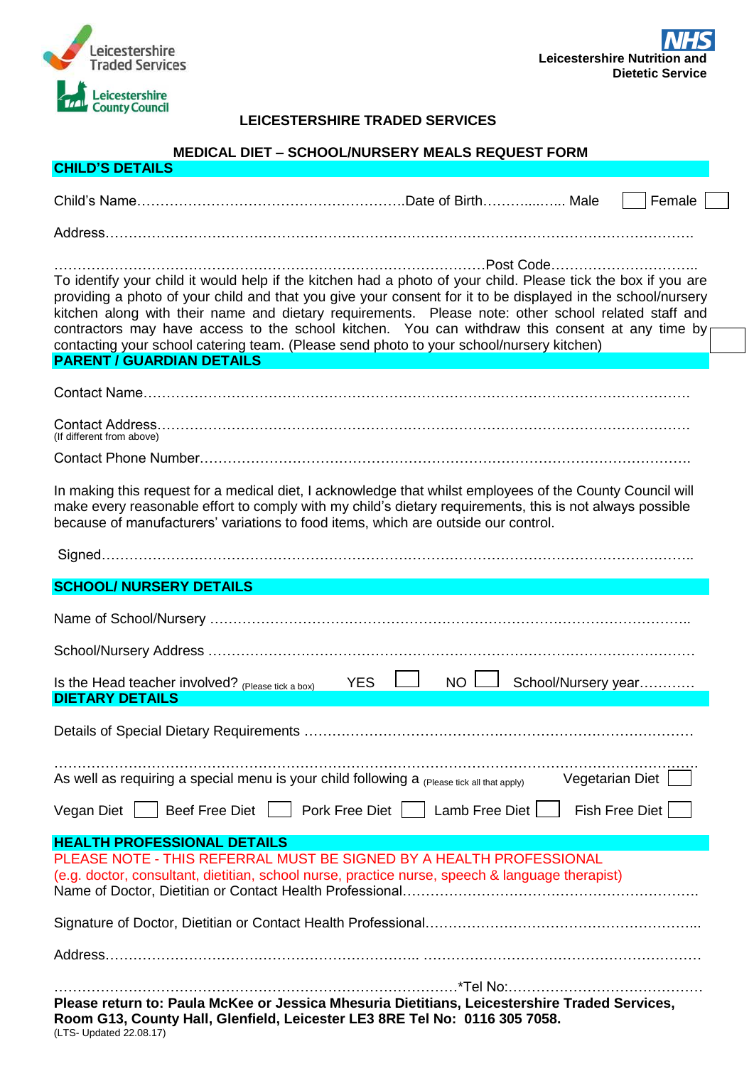Leicestershire Traded Services

Leicestershire County Council

NHS
**Leicestershire Nutrition and Dietetic Service**

**LEICESTERSHIRE TRADED SERVICES**

**MEDICAL DIET – SCHOOL/NURSERY MEALS REQUEST FORM**

## CHILD'S DETAILS

Child's Name……………………………………………….Date of Birth………..…... Male ☐ Female ☐

Address………………………………………………………………………………………………………….

……………………………………………………………………………………Post Code…………………………..

To identify your child it would help if the kitchen had a photo of your child. Please tick the box if you are providing a photo of your child and that you give your consent for it to be displayed in the school/nursery kitchen along with their name and dietary requirements. Please note: other school related staff and contractors may have access to the school kitchen. You can withdraw this consent at any time by contacting your school catering team. (Please send photo to your school/nursery kitchen) ☐

## PARENT / GUARDIAN DETAILS

Contact Name……………………………………………………………………………………………………

Contact Address…………………………………………………………………………………………………
(If different from above)

Contact Phone Number…………………………………………………………………………………………

In making this request for a medical diet, I acknowledge that whilst employees of the County Council will make every reasonable effort to comply with my child's dietary requirements, this is not always possible because of manufacturers' variations to food items, which are outside our control.

Signed……………………………………………………………………………………………………………..

## SCHOOL/ NURSERY DETAILS

Name of School/Nursery ………………………………………………………………………………………..

School/Nursery Address …………………………………………………………………………………………

Is the Head teacher involved? (Please tick a box) YES ☐ NO ☐ School/Nursery year…………

## DIETARY DETAILS

Details of Special Dietary Requirements ………………………………………………………………………

…………………………………………………………………………………………………………………………

As well as requiring a special menu is your child following a (Please tick all that apply) Vegetarian Diet ☐

Vegan Diet ☐ Beef Free Diet ☐ Pork Free Diet ☐ Lamb Free Diet ☐ Fish Free Diet ☐

## HEALTH PROFESSIONAL DETAILS

PLEASE NOTE - THIS REFERRAL MUST BE SIGNED BY A HEALTH PROFESSIONAL
(e.g. doctor, consultant, dietitian, school nurse, practice nurse, speech & language therapist)

Name of Doctor, Dietitian or Contact Health Professional………………………………………………………

Signature of Doctor, Dietitian or Contact Health Professional…………………………………………………...

Address………………………………………………………….. ………………………………………………….

…………………………………………………………………………………*Tel No:……………………………………

**Please return to: Paula McKee or Jessica Mhesuria Dietitians, Leicestershire Traded Services, Room G13, County Hall, Glenfield, Leicester LE3 8RE Tel No: 0116 305 7058.**

(LTS- Updated 22.08.17)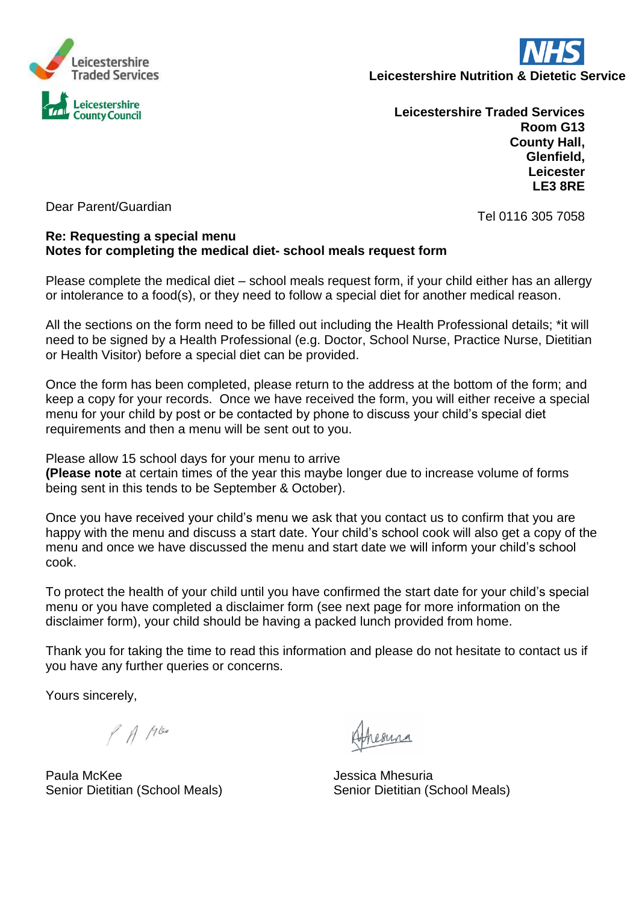Leicestershire Traded Services
Leicestershire County Council

**Leicestershire Nutrition & Dietetic Service**

**Leicestershire Traded Services**
**Room G13**
**County Hall,**
**Glenfield,**
**Leicester**
**LE3 8RE**

Tel 0116 305 7058

Dear Parent/Guardian

**Re: Requesting a special menu**
**Notes for completing the medical diet- school meals request form**

Please complete the medical diet – school meals request form, if your child either has an allergy or intolerance to a food(s), or they need to follow a special diet for another medical reason.

All the sections on the form need to be filled out including the Health Professional details; *it will need to be signed by a Health Professional (e.g. Doctor, School Nurse, Practice Nurse, Dietitian or Health Visitor) before a special diet can be provided.

Once the form has been completed, please return to the address at the bottom of the form; and keep a copy for your records. Once we have received the form, you will either receive a special menu for your child by post or be contacted by phone to discuss your child's special diet requirements and then a menu will be sent out to you.

Please allow 15 school days for your menu to arrive
**(Please note** at certain times of the year this maybe longer due to increase volume of forms being sent in this tends to be September & October).

Once you have received your child's menu we ask that you contact us to confirm that you are happy with the menu and discuss a start date. Your child's school cook will also get a copy of the menu and once we have discussed the menu and start date we will inform your child's school cook.

To protect the health of your child until you have confirmed the start date for your child's special menu or you have completed a disclaimer form (see next page for more information on the disclaimer form), your child should be having a packed lunch provided from home.

Thank you for taking the time to read this information and please do not hesitate to contact us if you have any further queries or concerns.

Yours sincerely,

Paula McKee
Senior Dietitian (School Meals)

Jessica Mhesuria
Senior Dietitian (School Meals)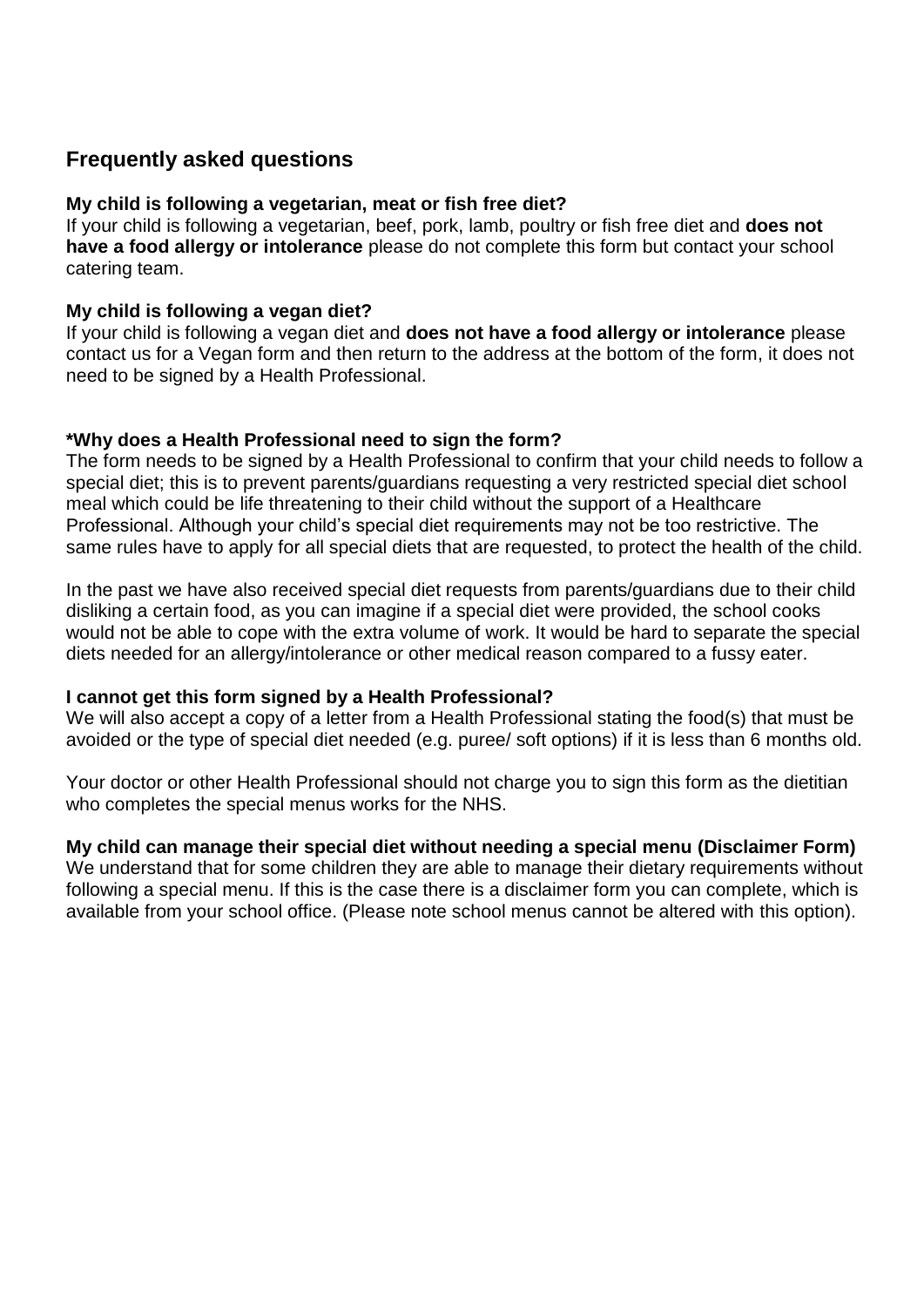## Frequently asked questions

**My child is following a vegetarian, meat or fish free diet?**
If your child is following a vegetarian, beef, pork, lamb, poultry or fish free diet and **does not have a food allergy or intolerance** please do not complete this form but contact your school catering team.

**My child is following a vegan diet?**
If your child is following a vegan diet and **does not have a food allergy or intolerance** please contact us for a Vegan form and then return to the address at the bottom of the form, it does not need to be signed by a Health Professional.

**\*Why does a Health Professional need to sign the form?**
The form needs to be signed by a Health Professional to confirm that your child needs to follow a special diet; this is to prevent parents/guardians requesting a very restricted special diet school meal which could be life threatening to their child without the support of a Healthcare Professional. Although your child's special diet requirements may not be too restrictive. The same rules have to apply for all special diets that are requested, to protect the health of the child.

In the past we have also received special diet requests from parents/guardians due to their child disliking a certain food, as you can imagine if a special diet were provided, the school cooks would not be able to cope with the extra volume of work. It would be hard to separate the special diets needed for an allergy/intolerance or other medical reason compared to a fussy eater.

**I cannot get this form signed by a Health Professional?**
We will also accept a copy of a letter from a Health Professional stating the food(s) that must be avoided or the type of special diet needed (e.g. puree/ soft options) if it is less than 6 months old.

Your doctor or other Health Professional should not charge you to sign this form as the dietitian who completes the special menus works for the NHS.

**My child can manage their special diet without needing a special menu (Disclaimer Form)**
We understand that for some children they are able to manage their dietary requirements without following a special menu. If this is the case there is a disclaimer form you can complete, which is available from your school office. (Please note school menus cannot be altered with this option).